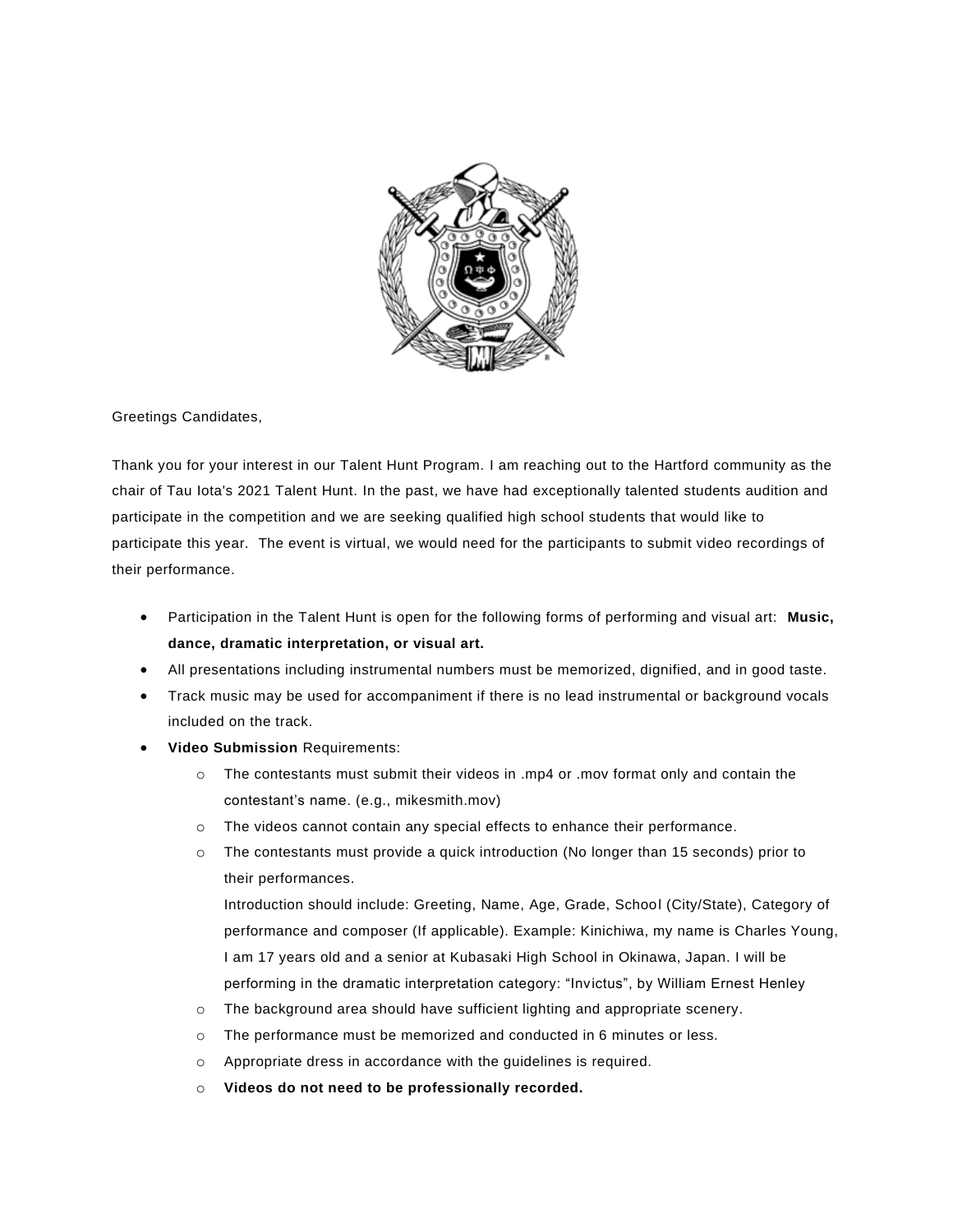Greetings Candidates,

Thank you for your interest in our Talent Hunt Program. I am reaching out to the Hartford community as the chair of Tau Iota's 2021 Talent Hunt. In the past, we have had exceptionally talented students audition and participate in the competition and we are seeking qualified high school students that would like to participate this year. The event is virtual, we would need for the participants to submit video recordings of their performance.

- Participation in the Talent Hunt is open for the following forms of performing and visual art: **Music, dance, dramatic interpretation, or visual art.**
- All presentations including instrumental numbers must be memorized, dignified, and in good taste.
- Track music may be used for accompaniment if there is no lead instrumental or background vocals included on the track.
- **Video Submission** Requirements:
  - The contestants must submit their videos in .mp4 or .mov format only and contain the contestant's name. (e.g., mikesmith.mov)
  - The videos cannot contain any special effects to enhance their performance.
  - The contestants must provide a quick introduction (No longer than 15 seconds) prior to their performances.

    Introduction should include: Greeting, Name, Age, Grade, School (City/State), Category of performance and composer (If applicable). Example: Kinichiwa, my name is Charles Young, I am 17 years old and a senior at Kubasaki High School in Okinawa, Japan. I will be performing in the dramatic interpretation category: "Invictus", by William Ernest Henley
  - The background area should have sufficient lighting and appropriate scenery.
  - The performance must be memorized and conducted in 6 minutes or less.
  - Appropriate dress in accordance with the guidelines is required.
  - **Videos do not need to be professionally recorded.**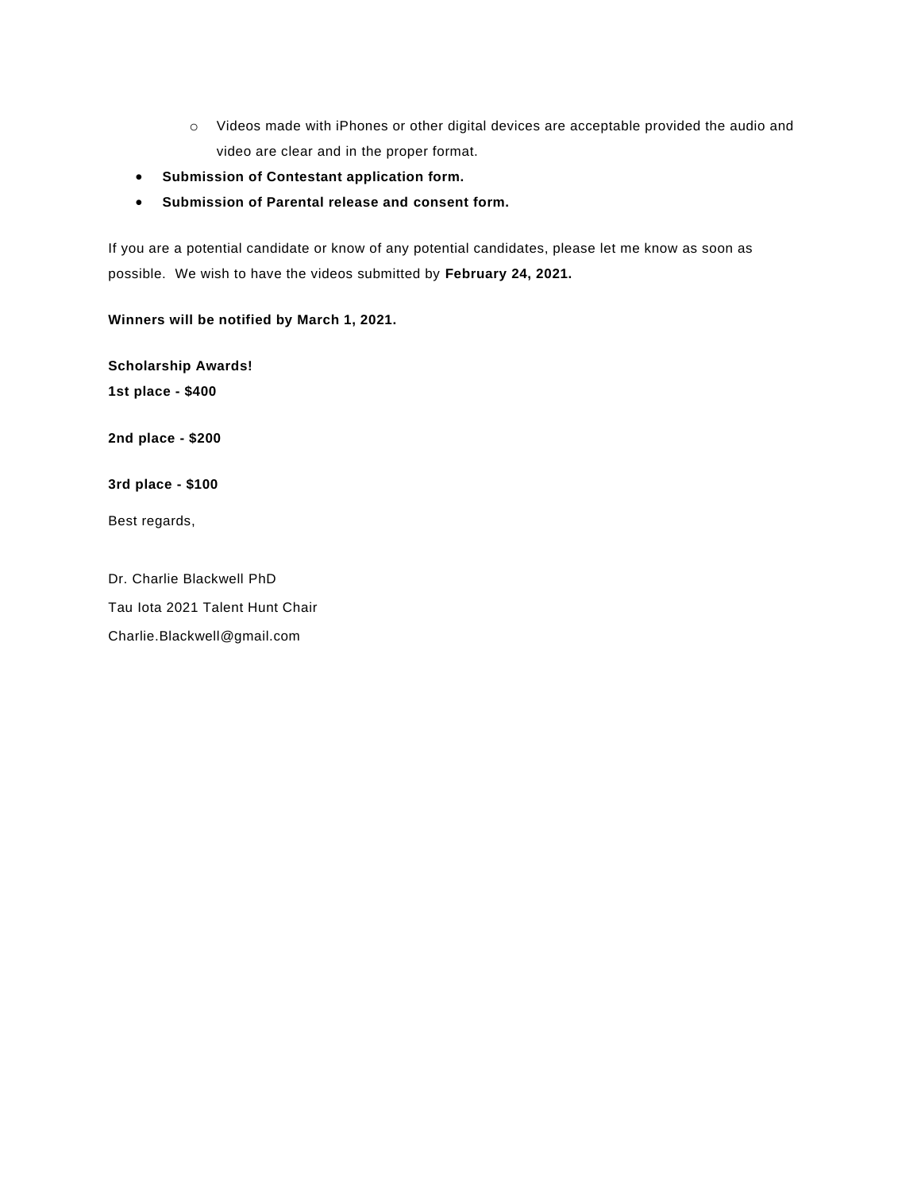- Videos made with iPhones or other digital devices are acceptable provided the audio and video are clear and in the proper format.
- **Submission of Contestant application form.**
- **Submission of Parental release and consent form.**

If you are a potential candidate or know of any potential candidates, please let me know as soon as possible. We wish to have the videos submitted by **February 24, 2021.**

**Winners will be notified by March 1, 2021.**

**Scholarship Awards!**
**1st place - $400**

**2nd place - $200**

**3rd place - $100**

Best regards,

Dr. Charlie Blackwell PhD
Tau Iota 2021 Talent Hunt Chair
Charlie.Blackwell@gmail.com